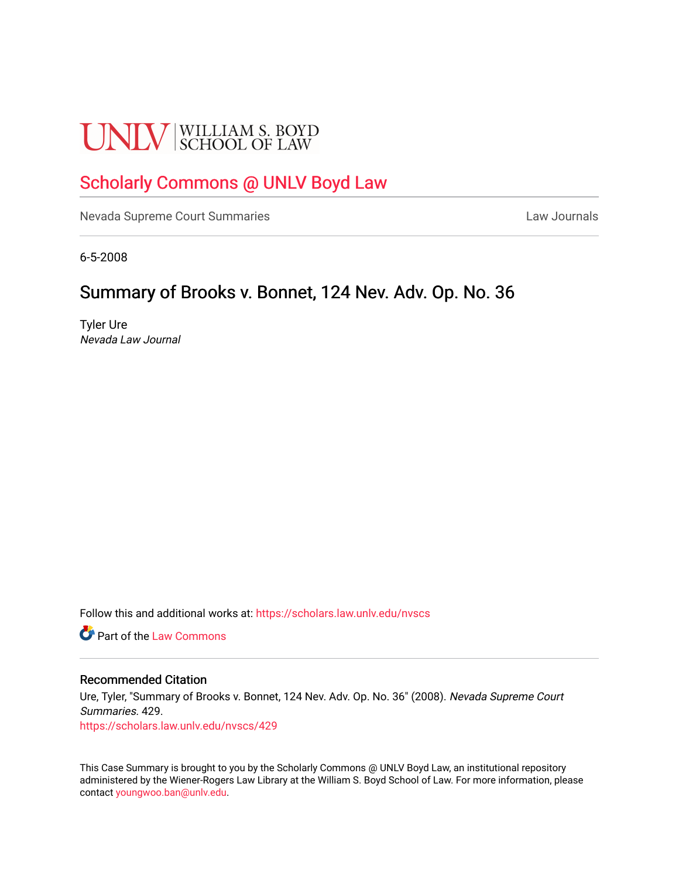UNLV | WILLIAM S. BOYD SCHOOL OF LAW

# Scholarly Commons @ UNLV Boyd Law

Nevada Supreme Court Summaries | Law Journals

6-5-2008

## Summary of Brooks v. Bonnet, 124 Nev. Adv. Op. No. 36

Tyler Ure
*Nevada Law Journal*

Follow this and additional works at: https://scholars.law.unlv.edu/nvscs

Part of the Law Commons

### Recommended Citation

Ure, Tyler, "Summary of Brooks v. Bonnet, 124 Nev. Adv. Op. No. 36" (2008). *Nevada Supreme Court Summaries*. 429.
https://scholars.law.unlv.edu/nvscs/429

This Case Summary is brought to you by the Scholarly Commons @ UNLV Boyd Law, an institutional repository administered by the Wiener-Rogers Law Library at the William S. Boyd School of Law. For more information, please contact youngwoo.ban@unlv.edu.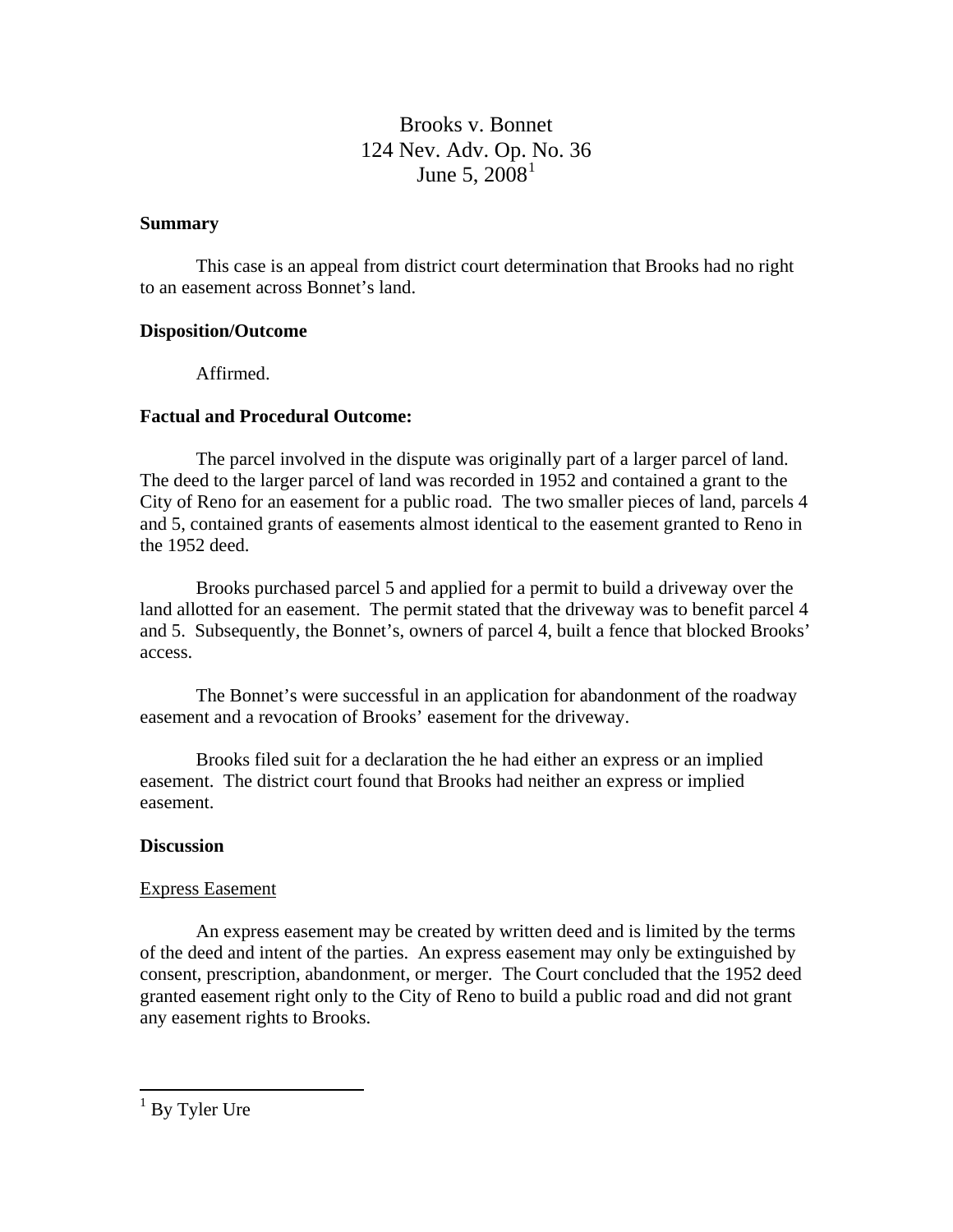# Brooks v. Bonnet
# 124 Nev. Adv. Op. No. 36
# June 5, 2008[1]

**Summary**

This case is an appeal from district court determination that Brooks had no right to an easement across Bonnet's land.

**Disposition/Outcome**

Affirmed.

**Factual and Procedural Outcome:**

The parcel involved in the dispute was originally part of a larger parcel of land. The deed to the larger parcel of land was recorded in 1952 and contained a grant to the City of Reno for an easement for a public road. The two smaller pieces of land, parcels 4 and 5, contained grants of easements almost identical to the easement granted to Reno in the 1952 deed.

Brooks purchased parcel 5 and applied for a permit to build a driveway over the land allotted for an easement. The permit stated that the driveway was to benefit parcel 4 and 5. Subsequently, the Bonnet's, owners of parcel 4, built a fence that blocked Brooks' access.

The Bonnet's were successful in an application for abandonment of the roadway easement and a revocation of Brooks' easement for the driveway.

Brooks filed suit for a declaration the he had either an express or an implied easement. The district court found that Brooks had neither an express or implied easement.

**Discussion**

Express Easement

An express easement may be created by written deed and is limited by the terms of the deed and intent of the parties. An express easement may only be extinguished by consent, prescription, abandonment, or merger. The Court concluded that the 1952 deed granted easement right only to the City of Reno to build a public road and did not grant any easement rights to Brooks.

---

[1] By Tyler Ure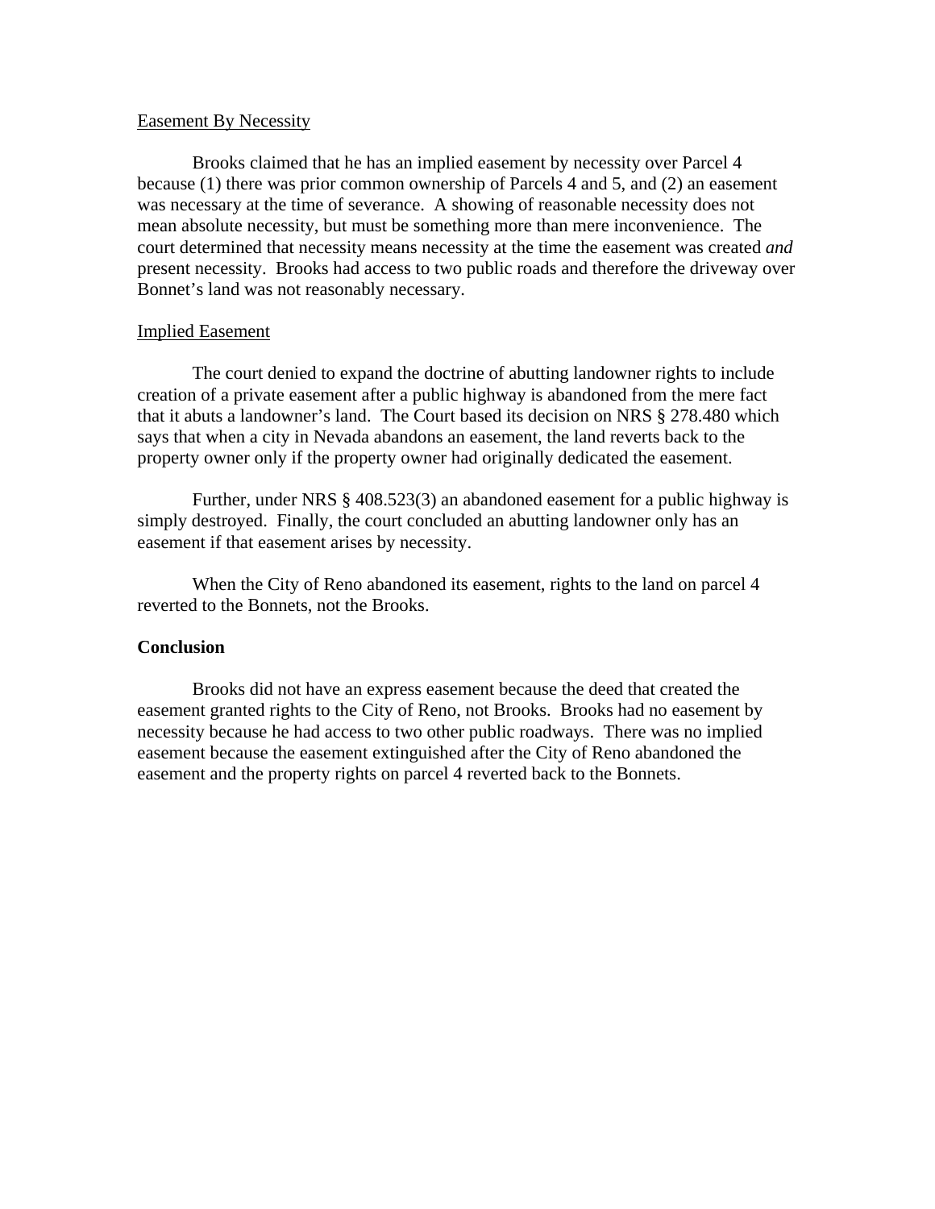Easement By Necessity

Brooks claimed that he has an implied easement by necessity over Parcel 4 because (1) there was prior common ownership of Parcels 4 and 5, and (2) an easement was necessary at the time of severance. A showing of reasonable necessity does not mean absolute necessity, but must be something more than mere inconvenience. The court determined that necessity means necessity at the time the easement was created *and* present necessity. Brooks had access to two public roads and therefore the driveway over Bonnet's land was not reasonably necessary.

Implied Easement

The court denied to expand the doctrine of abutting landowner rights to include creation of a private easement after a public highway is abandoned from the mere fact that it abuts a landowner's land. The Court based its decision on NRS § 278.480 which says that when a city in Nevada abandons an easement, the land reverts back to the property owner only if the property owner had originally dedicated the easement.

Further, under NRS § 408.523(3) an abandoned easement for a public highway is simply destroyed. Finally, the court concluded an abutting landowner only has an easement if that easement arises by necessity.

When the City of Reno abandoned its easement, rights to the land on parcel 4 reverted to the Bonnets, not the Brooks.

**Conclusion**

Brooks did not have an express easement because the deed that created the easement granted rights to the City of Reno, not Brooks. Brooks had no easement by necessity because he had access to two other public roadways. There was no implied easement because the easement extinguished after the City of Reno abandoned the easement and the property rights on parcel 4 reverted back to the Bonnets.